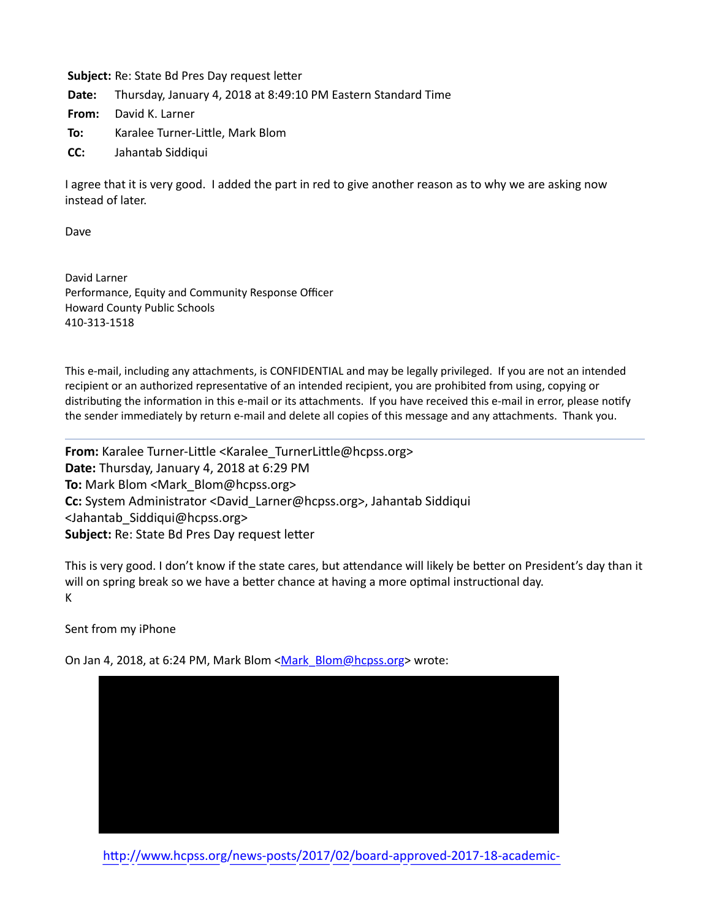**Subject:** Re: State Bd Pres Day request letter

**Date:** Thursday, January 4, 2018 at 8:49:10 PM Eastern Standard Time

**From:** David K. Larner

**To:** Karalee Turner-Little, Mark Blom

**CC:** Jahantab Siddiqui

I agree that it is very good. I added the part in red to give another reason as to why we are asking now instead of later.

Dave

David Larner
Performance, Equity and Community Response Officer
Howard County Public Schools
410-313-1518

This e-mail, including any attachments, is CONFIDENTIAL and may be legally privileged. If you are not an intended recipient or an authorized representative of an intended recipient, you are prohibited from using, copying or distributing the information in this e-mail or its attachments. If you have received this e-mail in error, please notify the sender immediately by return e-mail and delete all copies of this message and any attachments. Thank you.

---

**From:** Karalee Turner-Little <Karalee_TurnerLittle@hcpss.org>
**Date:** Thursday, January 4, 2018 at 6:29 PM
**To:** Mark Blom <Mark_Blom@hcpss.org>
**Cc:** System Administrator <David_Larner@hcpss.org>, Jahantab Siddiqui <Jahantab_Siddiqui@hcpss.org>
**Subject:** Re: State Bd Pres Day request letter

This is very good. I don't know if the state cares, but attendance will likely be better on President's day than it will on spring break so we have a better chance at having a more optimal instructional day.
K

Sent from my iPhone

On Jan 4, 2018, at 6:24 PM, Mark Blom <Mark_Blom@hcpss.org> wrote:

http://www.hcpss.org/news-posts/2017/02/board-approved-2017-18-academic-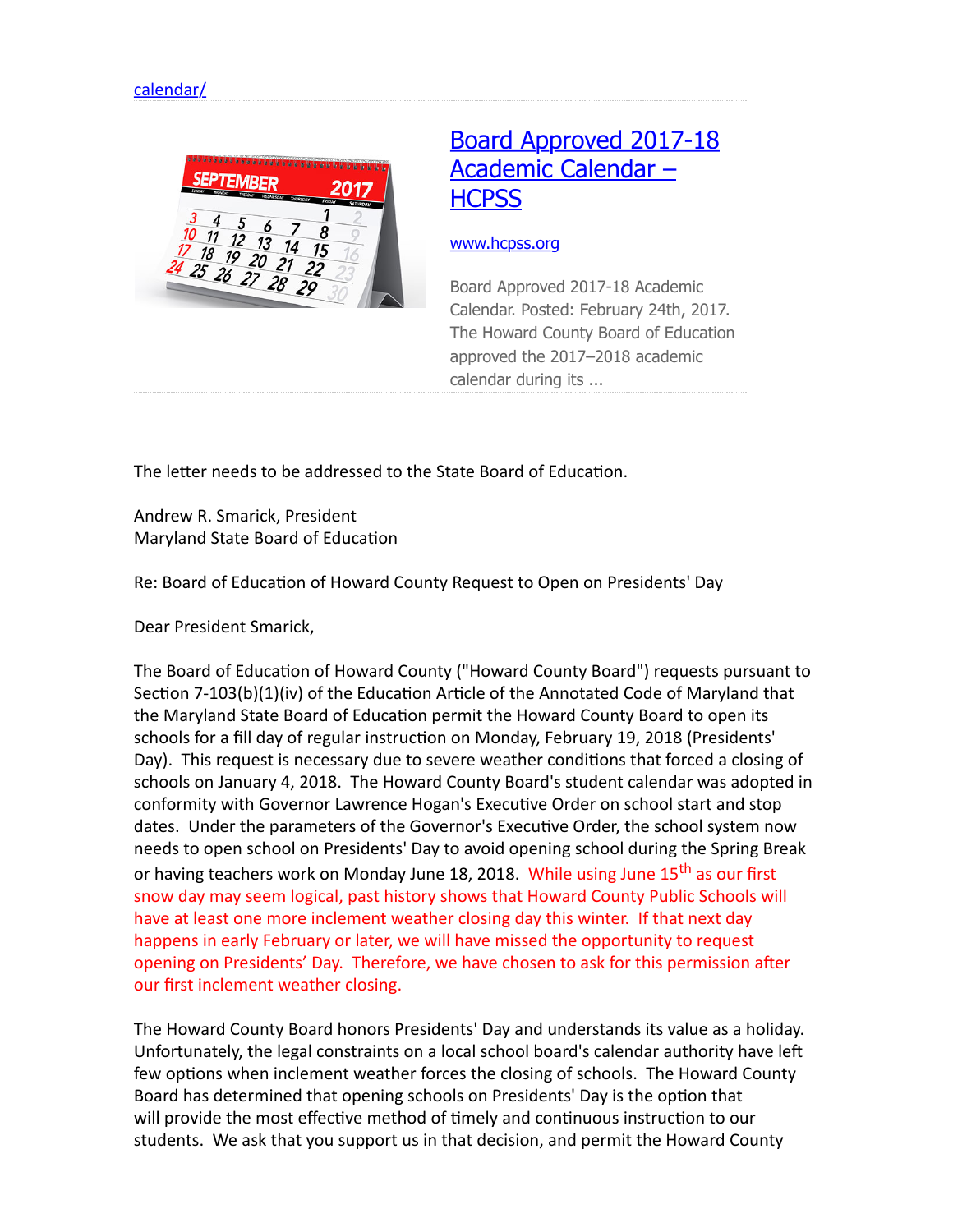[calendar/](calendar/)

[Board Approved 2017-18 Academic Calendar – HCPSS](www.hcpss.org)

[www.hcpss.org](www.hcpss.org)

Board Approved 2017-18 Academic Calendar. Posted: February 24th, 2017. The Howard County Board of Education approved the 2017–2018 academic calendar during its ...

The letter needs to be addressed to the State Board of Education.

Andrew R. Smarick, President
Maryland State Board of Education

Re: Board of Education of Howard County Request to Open on Presidents' Day

Dear President Smarick,

The Board of Education of Howard County ("Howard County Board") requests pursuant to Section 7-103(b)(1)(iv) of the Education Article of the Annotated Code of Maryland that the Maryland State Board of Education permit the Howard County Board to open its schools for a fill day of regular instruction on Monday, February 19, 2018 (Presidents' Day). This request is necessary due to severe weather conditions that forced a closing of schools on January 4, 2018. The Howard County Board's student calendar was adopted in conformity with Governor Lawrence Hogan's Executive Order on school start and stop dates. Under the parameters of the Governor's Executive Order, the school system now needs to open school on Presidents' Day to avoid opening school during the Spring Break or having teachers work on Monday June 18, 2018. While using June 15th as our first snow day may seem logical, past history shows that Howard County Public Schools will have at least one more inclement weather closing day this winter. If that next day happens in early February or later, we will have missed the opportunity to request opening on Presidents' Day. Therefore, we have chosen to ask for this permission after our first inclement weather closing.

The Howard County Board honors Presidents' Day and understands its value as a holiday. Unfortunately, the legal constraints on a local school board's calendar authority have left few options when inclement weather forces the closing of schools. The Howard County Board has determined that opening schools on Presidents' Day is the option that will provide the most effective method of timely and continuous instruction to our students. We ask that you support us in that decision, and permit the Howard County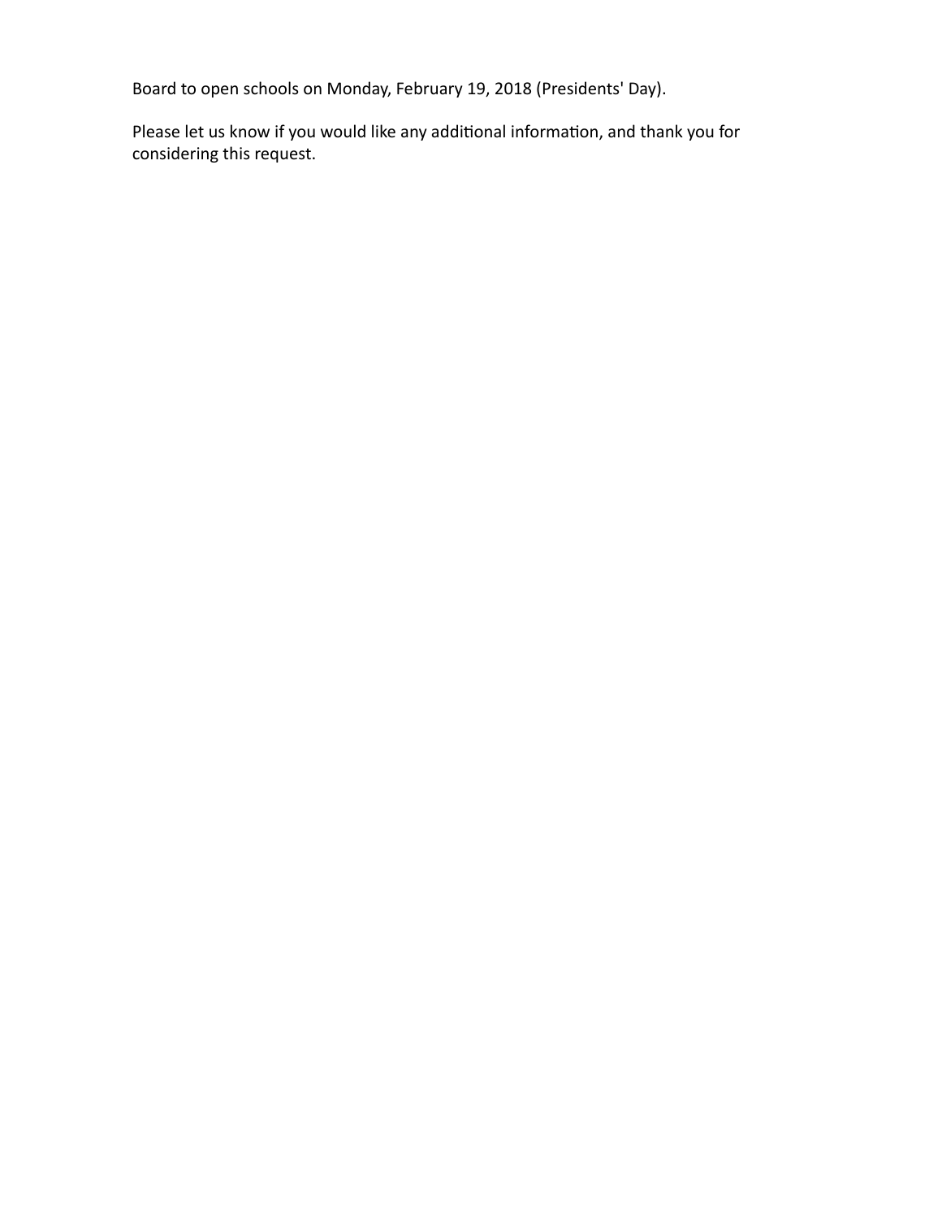Board to open schools on Monday, February 19, 2018 (Presidents' Day).

Please let us know if you would like any additional information, and thank you for considering this request.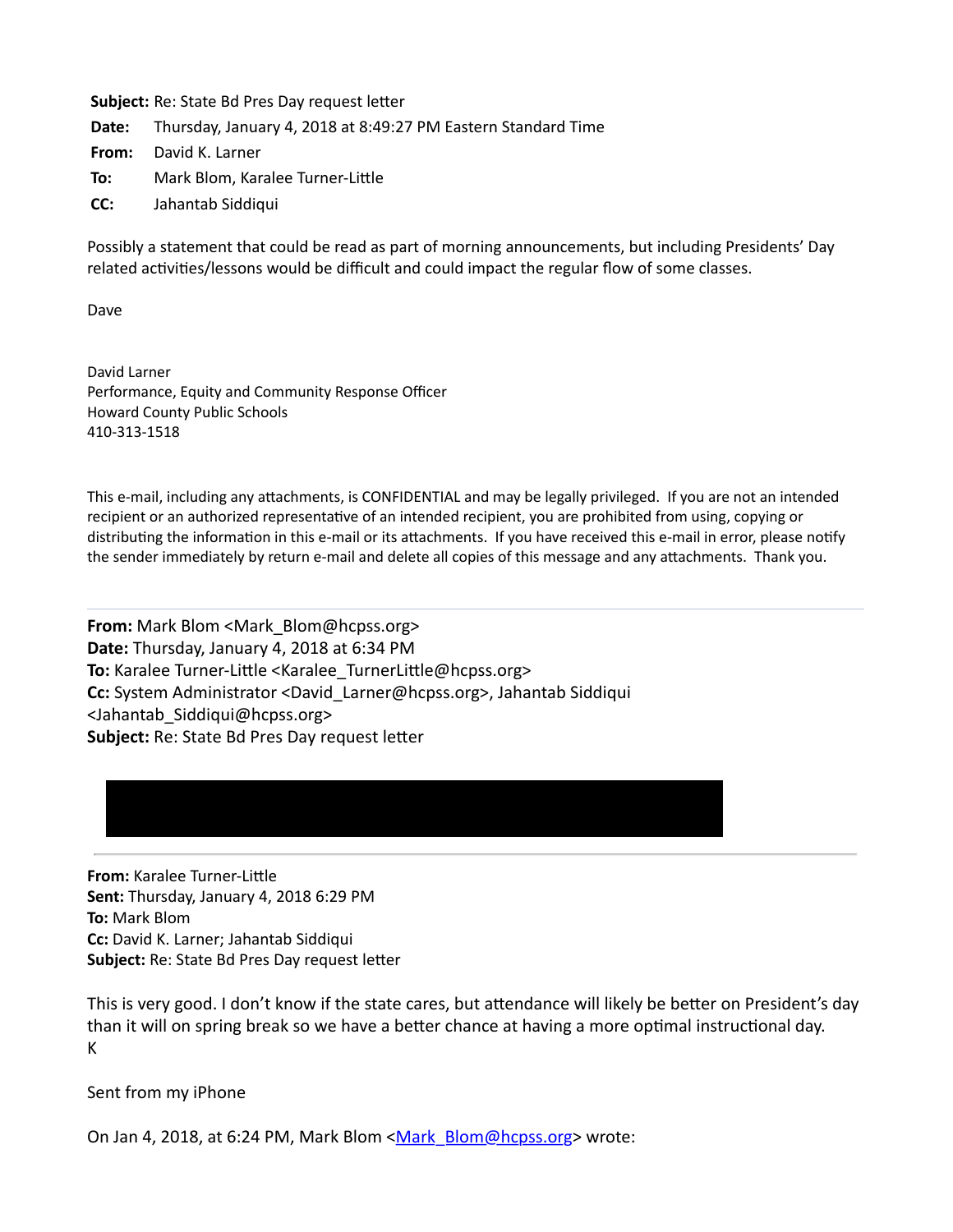**Subject:** Re: State Bd Pres Day request letter

**Date:** Thursday, January 4, 2018 at 8:49:27 PM Eastern Standard Time

**From:** David K. Larner

**To:** Mark Blom, Karalee Turner-Little

**CC:** Jahantab Siddiqui

Possibly a statement that could be read as part of morning announcements, but including Presidents' Day related activities/lessons would be difficult and could impact the regular flow of some classes.

Dave

David Larner
Performance, Equity and Community Response Officer
Howard County Public Schools
410-313-1518

This e-mail, including any attachments, is CONFIDENTIAL and may be legally privileged. If you are not an intended recipient or an authorized representative of an intended recipient, you are prohibited from using, copying or distributing the information in this e-mail or its attachments. If you have received this e-mail in error, please notify the sender immediately by return e-mail and delete all copies of this message and any attachments. Thank you.

---

**From:** Mark Blom <Mark_Blom@hcpss.org>
**Date:** Thursday, January 4, 2018 at 6:34 PM
**To:** Karalee Turner-Little <Karalee_TurnerLittle@hcpss.org>
**Cc:** System Administrator <David_Larner@hcpss.org>, Jahantab Siddiqui <Jahantab_Siddiqui@hcpss.org>
**Subject:** Re: State Bd Pres Day request letter

---

**From:** Karalee Turner-Little
**Sent:** Thursday, January 4, 2018 6:29 PM
**To:** Mark Blom
**Cc:** David K. Larner; Jahantab Siddiqui
**Subject:** Re: State Bd Pres Day request letter

This is very good. I don't know if the state cares, but attendance will likely be better on President's day than it will on spring break so we have a better chance at having a more optimal instructional day.
K

Sent from my iPhone

On Jan 4, 2018, at 6:24 PM, Mark Blom <Mark_Blom@hcpss.org> wrote: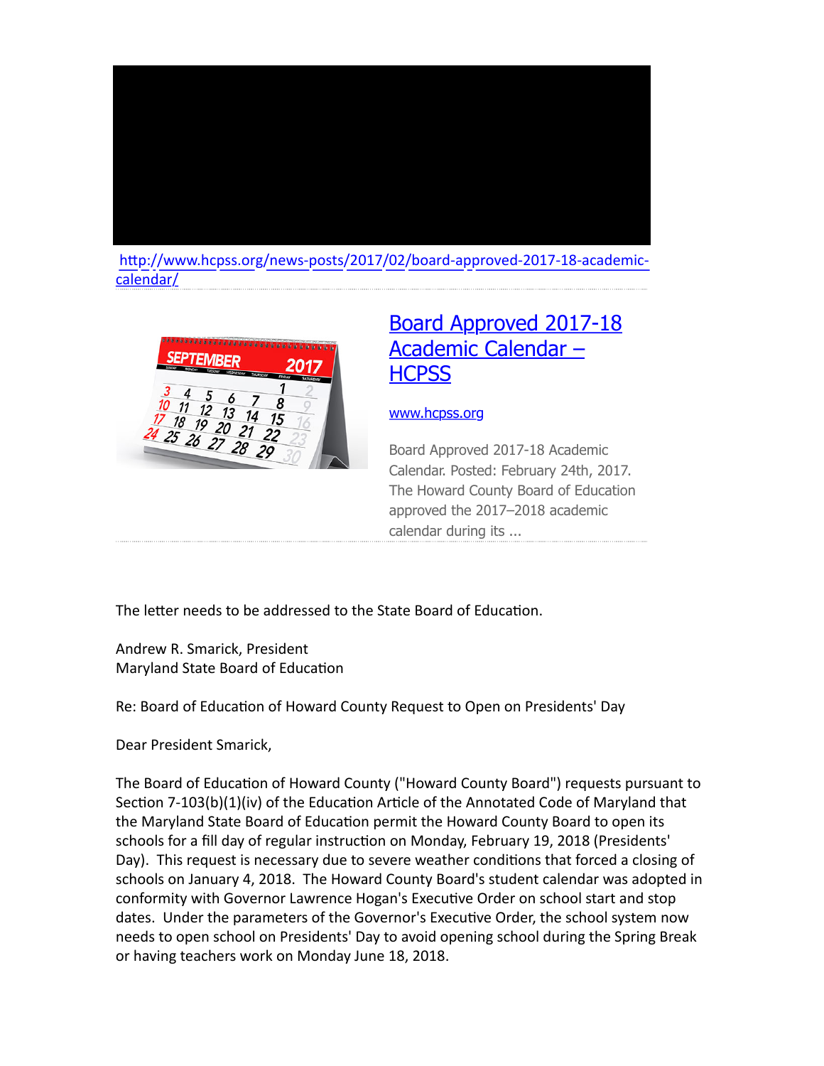http://www.hcpss.org/news-posts/2017/02/board-approved-2017-18-academic-calendar/

[Board Approved 2017-18 Academic Calendar – HCPSS](http://www.hcpss.org/news-posts/2017/02/board-approved-2017-18-academic-calendar/)

www.hcpss.org

Board Approved 2017-18 Academic Calendar. Posted: February 24th, 2017. The Howard County Board of Education approved the 2017–2018 academic calendar during its ...

The letter needs to be addressed to the State Board of Education.

Andrew R. Smarick, President
Maryland State Board of Education

Re: Board of Education of Howard County Request to Open on Presidents' Day

Dear President Smarick,

The Board of Education of Howard County ("Howard County Board") requests pursuant to Section 7-103(b)(1)(iv) of the Education Article of the Annotated Code of Maryland that the Maryland State Board of Education permit the Howard County Board to open its schools for a fill day of regular instruction on Monday, February 19, 2018 (Presidents' Day). This request is necessary due to severe weather conditions that forced a closing of schools on January 4, 2018. The Howard County Board's student calendar was adopted in conformity with Governor Lawrence Hogan's Executive Order on school start and stop dates. Under the parameters of the Governor's Executive Order, the school system now needs to open school on Presidents' Day to avoid opening school during the Spring Break or having teachers work on Monday June 18, 2018.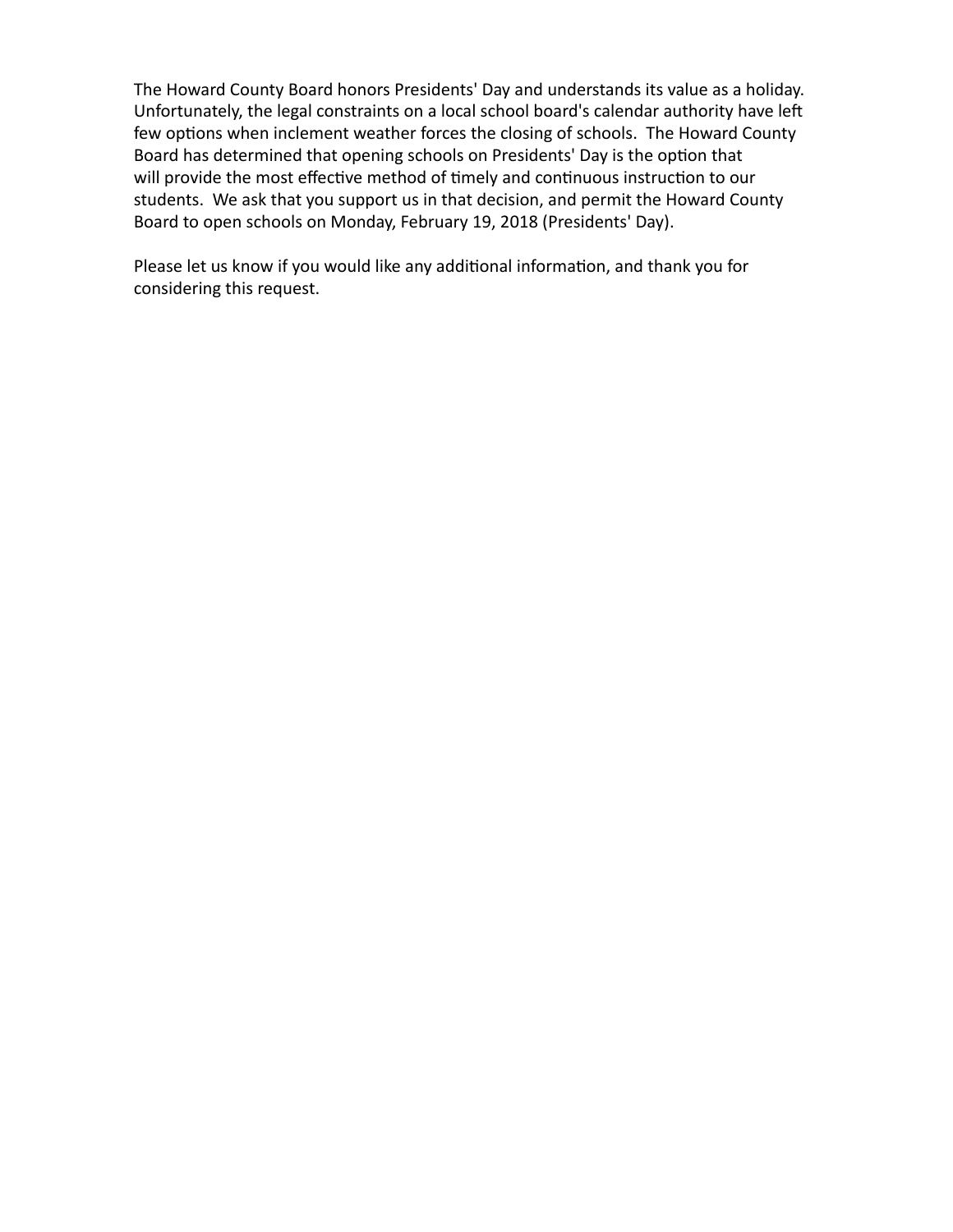The Howard County Board honors Presidents' Day and understands its value as a holiday. Unfortunately, the legal constraints on a local school board's calendar authority have left few options when inclement weather forces the closing of schools. The Howard County Board has determined that opening schools on Presidents' Day is the option that will provide the most effective method of timely and continuous instruction to our students. We ask that you support us in that decision, and permit the Howard County Board to open schools on Monday, February 19, 2018 (Presidents' Day).

Please let us know if you would like any additional information, and thank you for considering this request.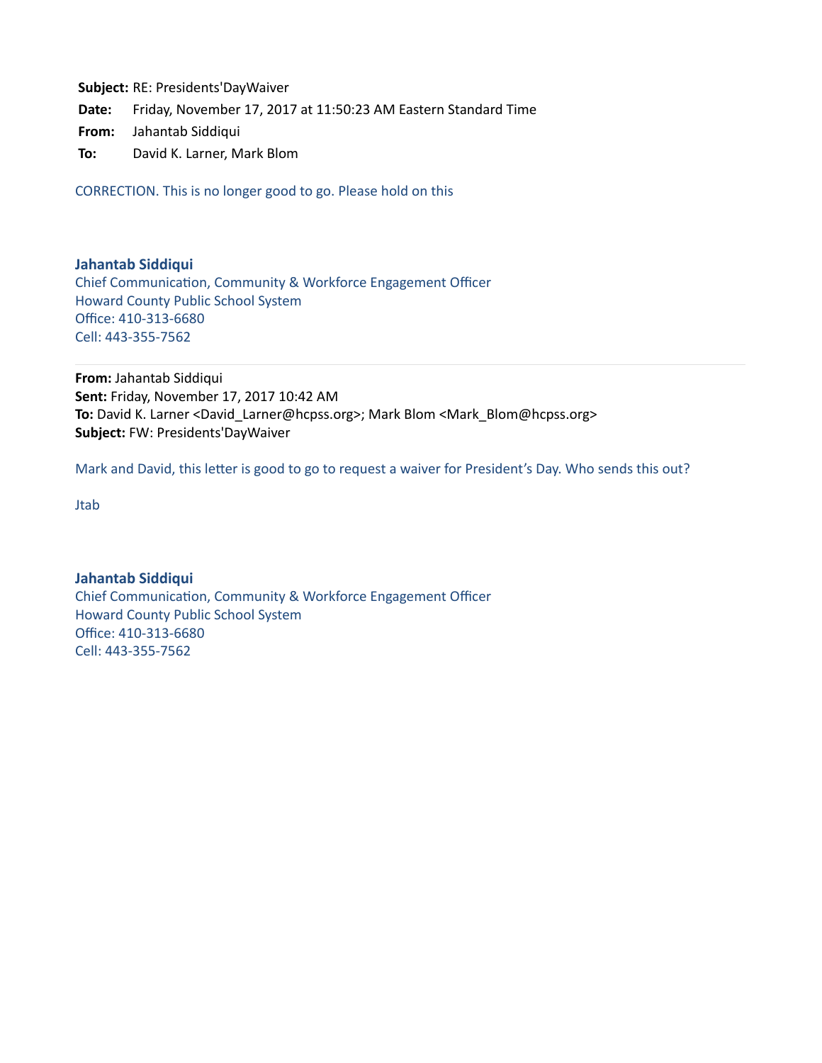**Subject:** RE: Presidents'DayWaiver
**Date:** Friday, November 17, 2017 at 11:50:23 AM Eastern Standard Time
**From:** Jahantab Siddiqui
**To:** David K. Larner, Mark Blom

CORRECTION. This is no longer good to go. Please hold on this

**Jahantab Siddiqui**
Chief Communication, Community & Workforce Engagement Officer
Howard County Public School System
Office: 410-313-6680
Cell: 443-355-7562

---

**From:** Jahantab Siddiqui
**Sent:** Friday, November 17, 2017 10:42 AM
**To:** David K. Larner <David_Larner@hcpss.org>; Mark Blom <Mark_Blom@hcpss.org>
**Subject:** FW: Presidents'DayWaiver

Mark and David, this letter is good to go to request a waiver for President's Day. Who sends this out?

Jtab

**Jahantab Siddiqui**
Chief Communication, Community & Workforce Engagement Officer
Howard County Public School System
Office: 410-313-6680
Cell: 443-355-7562